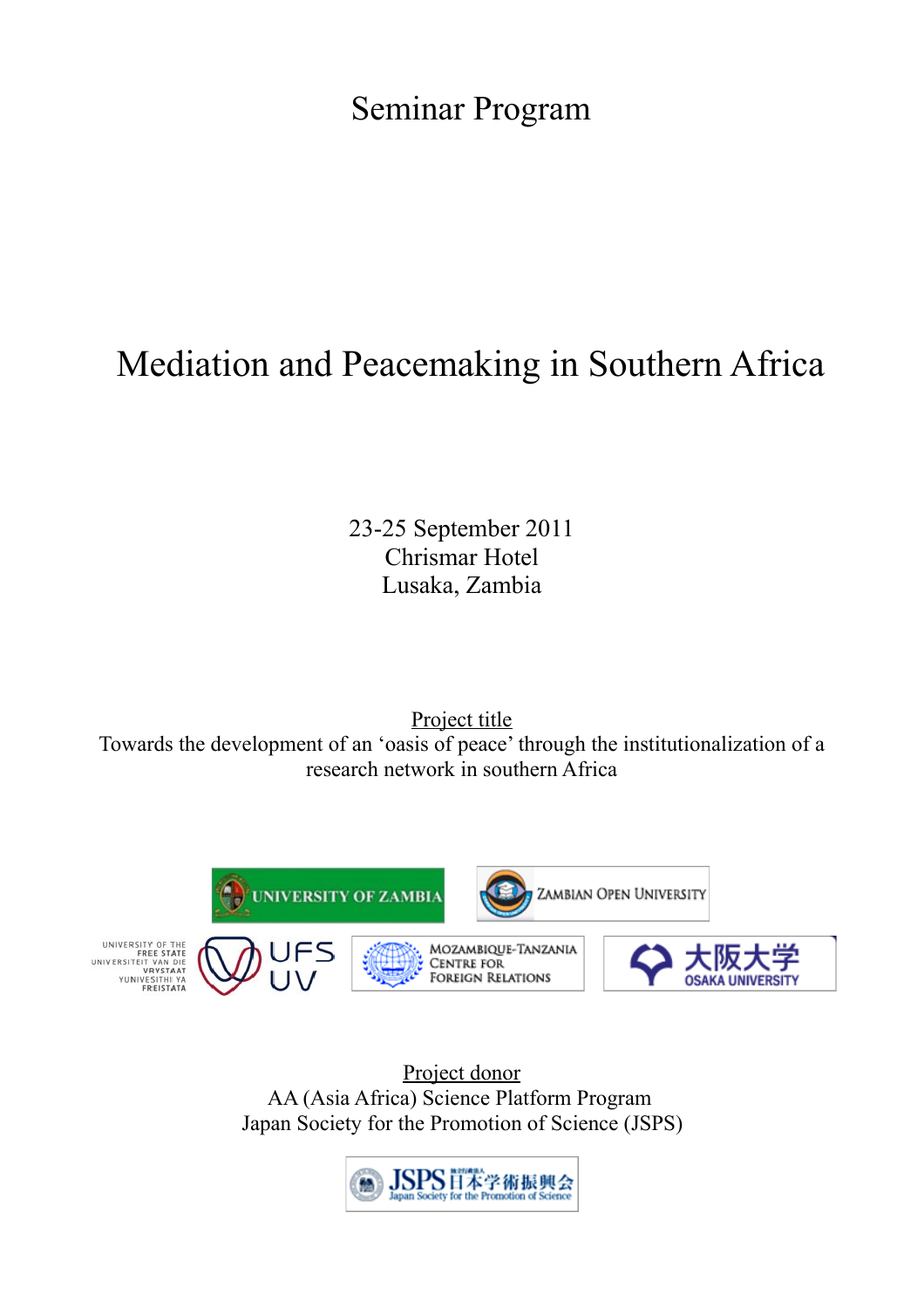# Seminar Program

# Mediation and Peacemaking in Southern Africa

23-25 September 2011
Chrismar Hotel
Lusaka, Zambia

Project title
Towards the development of an 'oasis of peace' through the institutionalization of a research network in southern Africa

Project donor
AA (Asia Africa) Science Platform Program
Japan Society for the Promotion of Science (JSPS)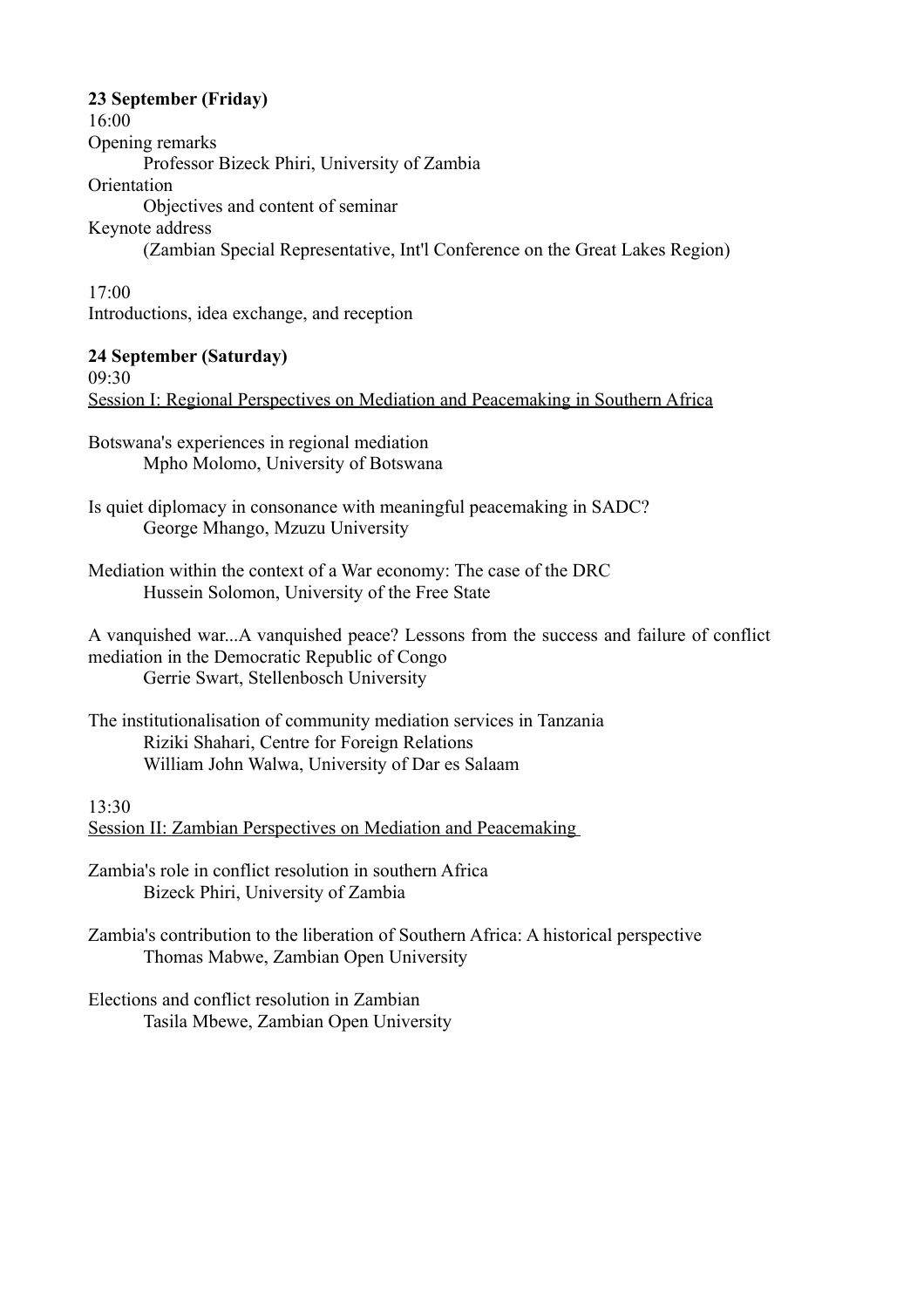**23 September (Friday)**

16:00

Opening remarks

    Professor Bizeck Phiri, University of Zambia

Orientation

    Objectives and content of seminar

Keynote address

    (Zambian Special Representative, Int'l Conference on the Great Lakes Region)

17:00

Introductions, idea exchange, and reception

**24 September (Saturday)**

09:30

<u>Session I: Regional Perspectives on Mediation and Peacemaking in Southern Africa</u>

Botswana's experiences in regional mediation

    Mpho Molomo, University of Botswana

Is quiet diplomacy in consonance with meaningful peacemaking in SADC?

    George Mhango, Mzuzu University

Mediation within the context of a War economy: The case of the DRC

    Hussein Solomon, University of the Free State

A vanquished war...A vanquished peace? Lessons from the success and failure of conflict mediation in the Democratic Republic of Congo

    Gerrie Swart, Stellenbosch University

The institutionalisation of community mediation services in Tanzania

    Riziki Shahari, Centre for Foreign Relations

    William John Walwa, University of Dar es Salaam

13:30

<u>Session II: Zambian Perspectives on Mediation and Peacemaking</u>

Zambia's role in conflict resolution in southern Africa

    Bizeck Phiri, University of Zambia

Zambia's contribution to the liberation of Southern Africa: A historical perspective

    Thomas Mabwe, Zambian Open University

Elections and conflict resolution in Zambian

    Tasila Mbewe, Zambian Open University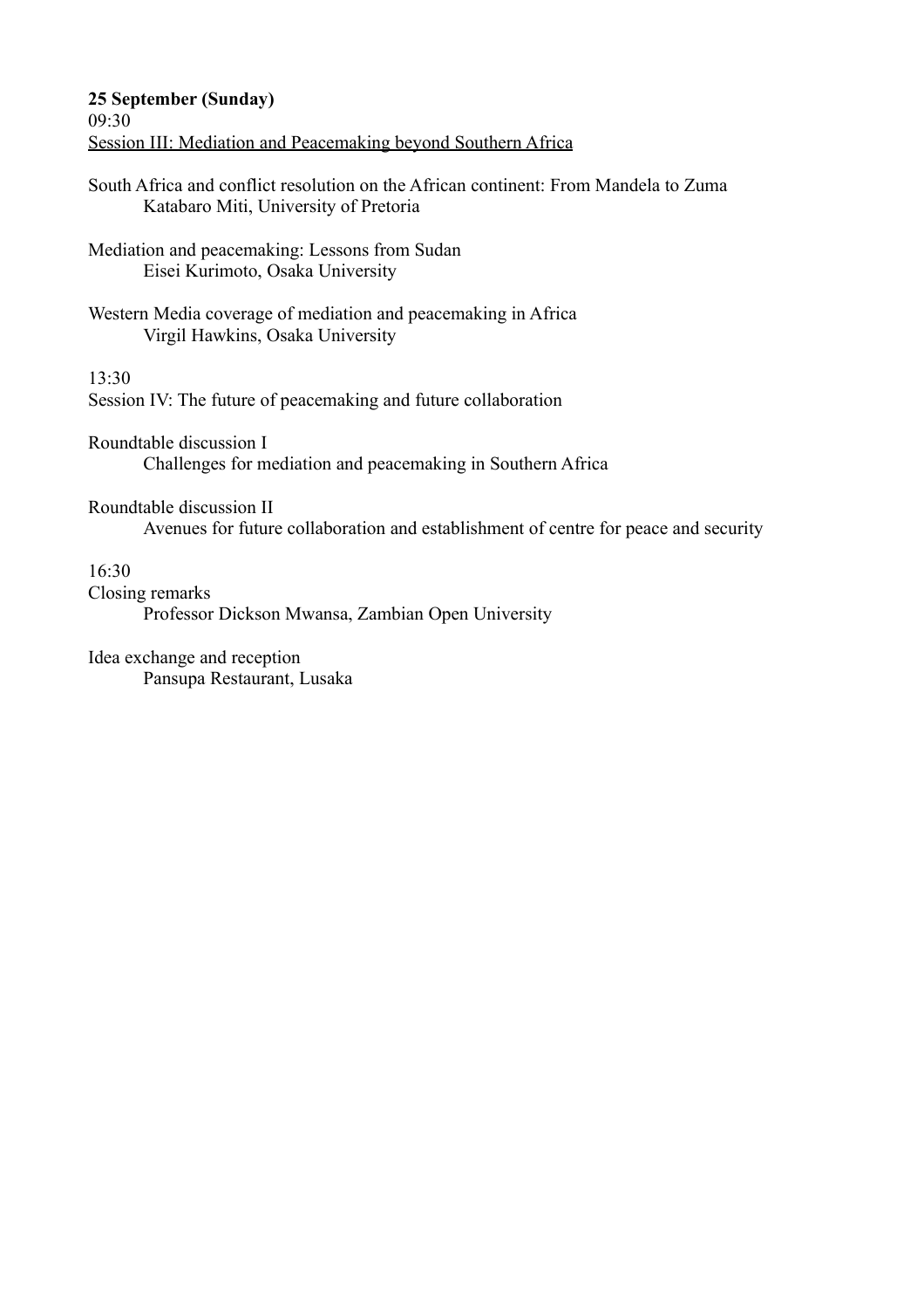**25 September (Sunday)**

09:30

Session III: Mediation and Peacemaking beyond Southern Africa

South Africa and conflict resolution on the African continent: From Mandela to Zuma
Katabaro Miti, University of Pretoria

Mediation and peacemaking: Lessons from Sudan
Eisei Kurimoto, Osaka University

Western Media coverage of mediation and peacemaking in Africa
Virgil Hawkins, Osaka University

13:30

Session IV: The future of peacemaking and future collaboration

Roundtable discussion I
Challenges for mediation and peacemaking in Southern Africa

Roundtable discussion II
Avenues for future collaboration and establishment of centre for peace and security

16:30

Closing remarks
Professor Dickson Mwansa, Zambian Open University

Idea exchange and reception
Pansupa Restaurant, Lusaka